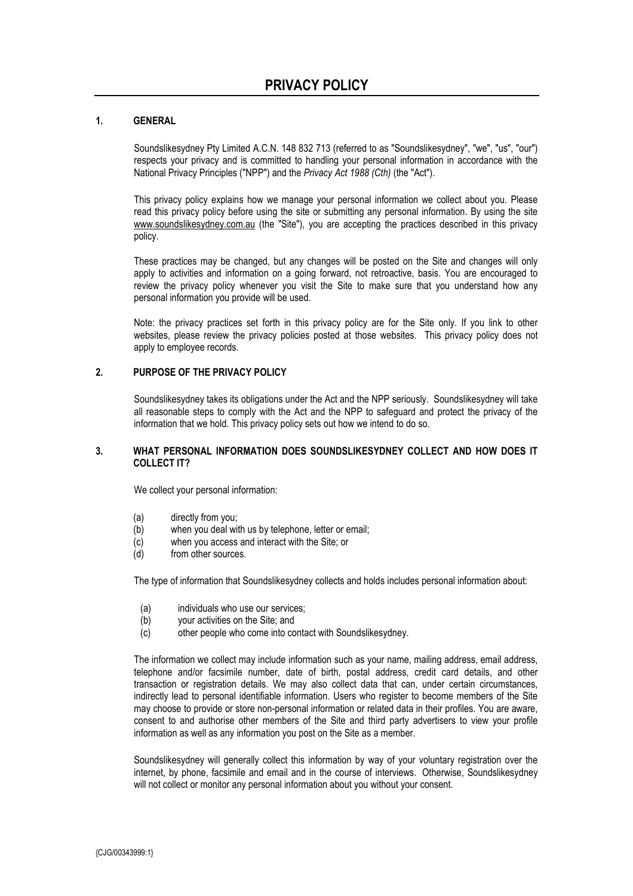# PRIVACY POLICY

## 1. GENERAL

Soundslikesydney Pty Limited A.C.N. 148 832 713 (referred to as "Soundslikesydney", "we", "us", "our") respects your privacy and is committed to handling your personal information in accordance with the National Privacy Principles ("NPP") and the *Privacy Act 1988 (Cth)* (the "Act").

This privacy policy explains how we manage your personal information we collect about you. Please read this privacy policy before using the site or submitting any personal information. By using the site www.soundslikesydney.com.au (the "Site"), you are accepting the practices described in this privacy policy.

These practices may be changed, but any changes will be posted on the Site and changes will only apply to activities and information on a going forward, not retroactive, basis. You are encouraged to review the privacy policy whenever you visit the Site to make sure that you understand how any personal information you provide will be used.

Note: the privacy practices set forth in this privacy policy are for the Site only. If you link to other websites, please review the privacy policies posted at those websites. This privacy policy does not apply to employee records.

## 2. PURPOSE OF THE PRIVACY POLICY

Soundslikesydney takes its obligations under the Act and the NPP seriously. Soundslikesydney will take all reasonable steps to comply with the Act and the NPP to safeguard and protect the privacy of the information that we hold. This privacy policy sets out how we intend to do so.

## 3. WHAT PERSONAL INFORMATION DOES SOUNDSLIKESYDNEY COLLECT AND HOW DOES IT COLLECT IT?

We collect your personal information:

(a) directly from you;
(b) when you deal with us by telephone, letter or email;
(c) when you access and interact with the Site; or
(d) from other sources.

The type of information that Soundslikesydney collects and holds includes personal information about:

(a) individuals who use our services;
(b) your activities on the Site; and
(c) other people who come into contact with Soundslikesydney.

The information we collect may include information such as your name, mailing address, email address, telephone and/or facsimile number, date of birth, postal address, credit card details, and other transaction or registration details. We may also collect data that can, under certain circumstances, indirectly lead to personal identifiable information. Users who register to become members of the Site may choose to provide or store non-personal information or related data in their profiles. You are aware, consent to and authorise other members of the Site and third party advertisers to view your profile information as well as any information you post on the Site as a member.

Soundslikesydney will generally collect this information by way of your voluntary registration over the internet, by phone, facsimile and email and in the course of interviews. Otherwise, Soundslikesydney will not collect or monitor any personal information about you without your consent.

{CJG/00343999:1}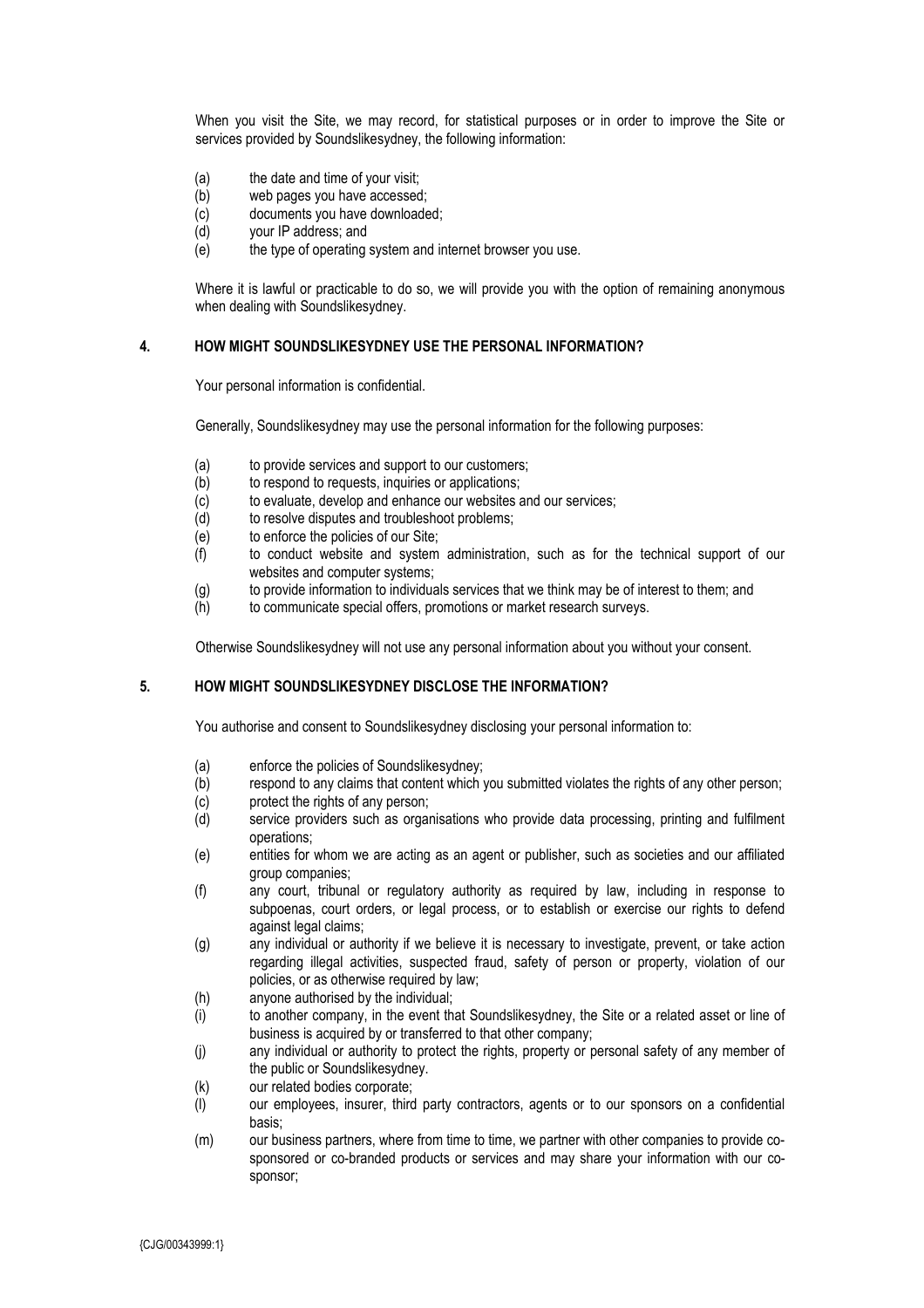When you visit the Site, we may record, for statistical purposes or in order to improve the Site or services provided by Soundslikesydney, the following information:

(a) the date and time of your visit;
(b) web pages you have accessed;
(c) documents you have downloaded;
(d) your IP address; and
(e) the type of operating system and internet browser you use.

Where it is lawful or practicable to do so, we will provide you with the option of remaining anonymous when dealing with Soundslikesydney.

## 4. HOW MIGHT SOUNDSLIKESYDNEY USE THE PERSONAL INFORMATION?

Your personal information is confidential.

Generally, Soundslikesydney may use the personal information for the following purposes:

(a) to provide services and support to our customers;
(b) to respond to requests, inquiries or applications;
(c) to evaluate, develop and enhance our websites and our services;
(d) to resolve disputes and troubleshoot problems;
(e) to enforce the policies of our Site;
(f) to conduct website and system administration, such as for the technical support of our websites and computer systems;
(g) to provide information to individuals services that we think may be of interest to them; and
(h) to communicate special offers, promotions or market research surveys.

Otherwise Soundslikesydney will not use any personal information about you without your consent.

## 5. HOW MIGHT SOUNDSLIKESYDNEY DISCLOSE THE INFORMATION?

You authorise and consent to Soundslikesydney disclosing your personal information to:

(a) enforce the policies of Soundslikesydney;
(b) respond to any claims that content which you submitted violates the rights of any other person;
(c) protect the rights of any person;
(d) service providers such as organisations who provide data processing, printing and fulfilment operations;
(e) entities for whom we are acting as an agent or publisher, such as societies and our affiliated group companies;
(f) any court, tribunal or regulatory authority as required by law, including in response to subpoenas, court orders, or legal process, or to establish or exercise our rights to defend against legal claims;
(g) any individual or authority if we believe it is necessary to investigate, prevent, or take action regarding illegal activities, suspected fraud, safety of person or property, violation of our policies, or as otherwise required by law;
(h) anyone authorised by the individual;
(i) to another company, in the event that Soundslikesydney, the Site or a related asset or line of business is acquired by or transferred to that other company;
(j) any individual or authority to protect the rights, property or personal safety of any member of the public or Soundslikesydney.
(k) our related bodies corporate;
(l) our employees, insurer, third party contractors, agents or to our sponsors on a confidential basis;
(m) our business partners, where from time to time, we partner with other companies to provide co-sponsored or co-branded products or services and may share your information with our co-sponsor;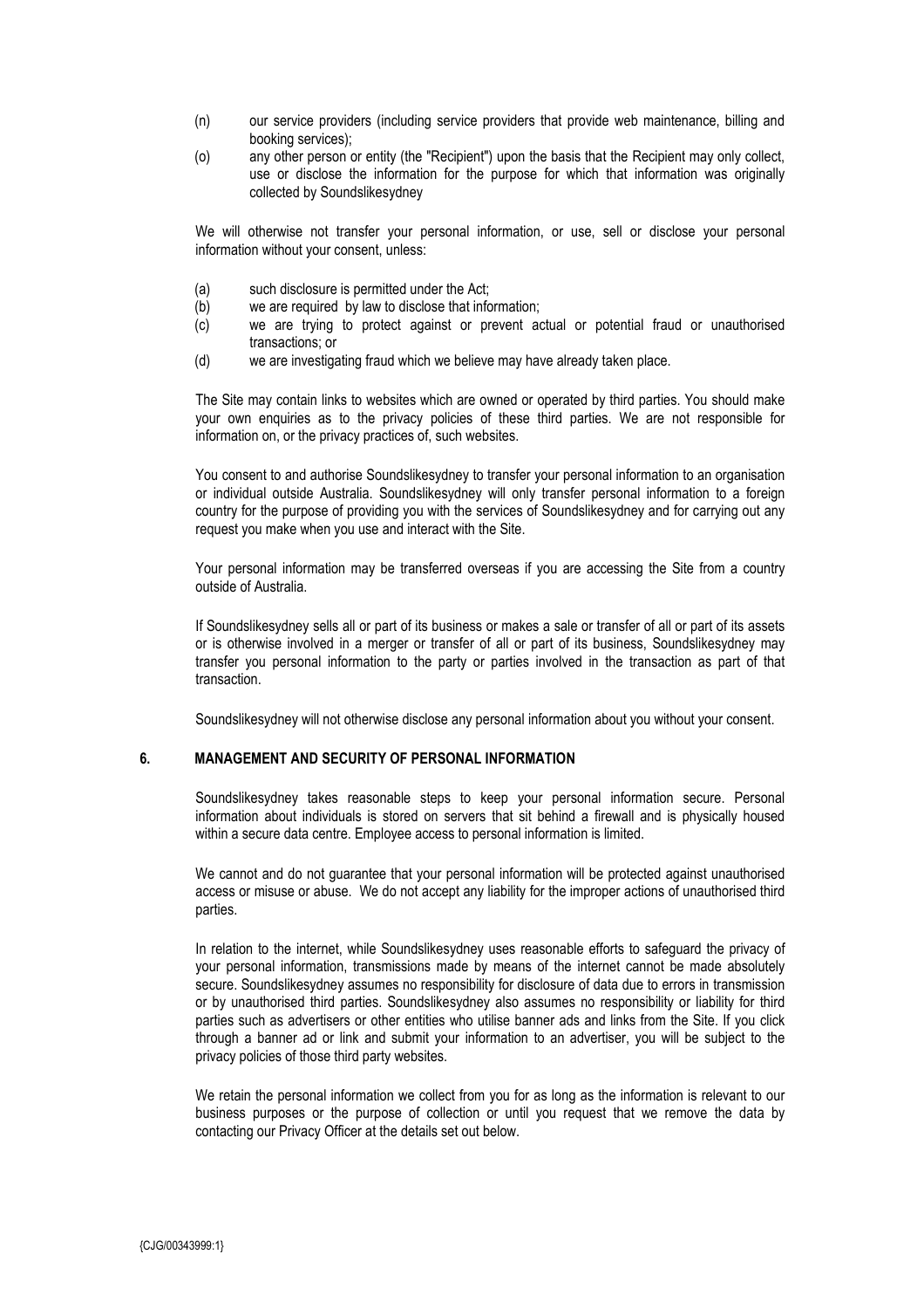(n) our service providers (including service providers that provide web maintenance, billing and booking services);

(o) any other person or entity (the "Recipient") upon the basis that the Recipient may only collect, use or disclose the information for the purpose for which that information was originally collected by Soundslikesydney

We will otherwise not transfer your personal information, or use, sell or disclose your personal information without your consent, unless:

(a) such disclosure is permitted under the Act;

(b) we are required by law to disclose that information;

(c) we are trying to protect against or prevent actual or potential fraud or unauthorised transactions; or

(d) we are investigating fraud which we believe may have already taken place.

The Site may contain links to websites which are owned or operated by third parties. You should make your own enquiries as to the privacy policies of these third parties. We are not responsible for information on, or the privacy practices of, such websites.

You consent to and authorise Soundslikesydney to transfer your personal information to an organisation or individual outside Australia. Soundslikesydney will only transfer personal information to a foreign country for the purpose of providing you with the services of Soundslikesydney and for carrying out any request you make when you use and interact with the Site.

Your personal information may be transferred overseas if you are accessing the Site from a country outside of Australia.

If Soundslikesydney sells all or part of its business or makes a sale or transfer of all or part of its assets or is otherwise involved in a merger or transfer of all or part of its business, Soundslikesydney may transfer you personal information to the party or parties involved in the transaction as part of that transaction.

Soundslikesydney will not otherwise disclose any personal information about you without your consent.

## 6. MANAGEMENT AND SECURITY OF PERSONAL INFORMATION

Soundslikesydney takes reasonable steps to keep your personal information secure. Personal information about individuals is stored on servers that sit behind a firewall and is physically housed within a secure data centre. Employee access to personal information is limited.

We cannot and do not guarantee that your personal information will be protected against unauthorised access or misuse or abuse. We do not accept any liability for the improper actions of unauthorised third parties.

In relation to the internet, while Soundslikesydney uses reasonable efforts to safeguard the privacy of your personal information, transmissions made by means of the internet cannot be made absolutely secure. Soundslikesydney assumes no responsibility for disclosure of data due to errors in transmission or by unauthorised third parties. Soundslikesydney also assumes no responsibility or liability for third parties such as advertisers or other entities who utilise banner ads and links from the Site. If you click through a banner ad or link and submit your information to an advertiser, you will be subject to the privacy policies of those third party websites.

We retain the personal information we collect from you for as long as the information is relevant to our business purposes or the purpose of collection or until you request that we remove the data by contacting our Privacy Officer at the details set out below.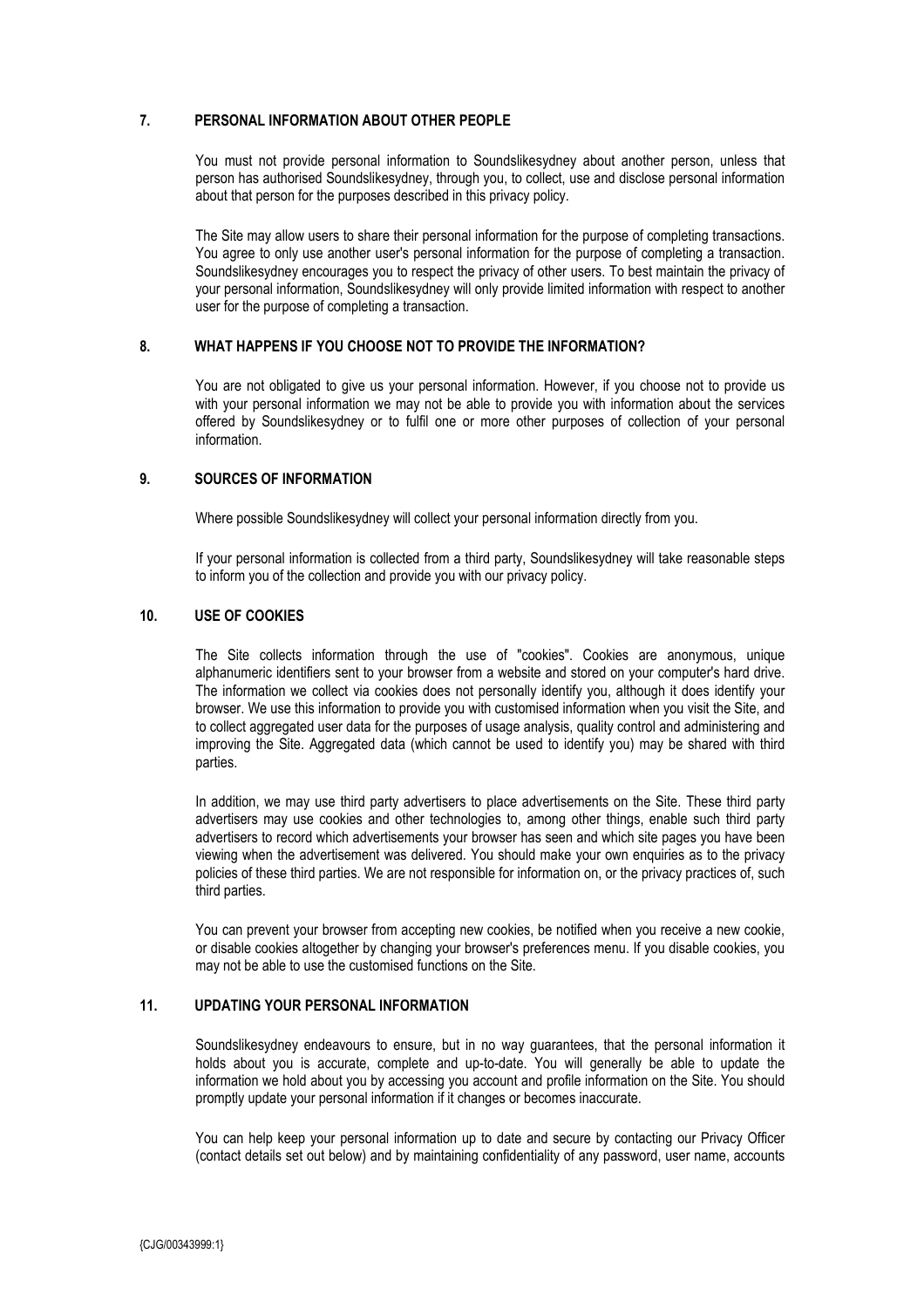## 7. PERSONAL INFORMATION ABOUT OTHER PEOPLE

You must not provide personal information to Soundslikesydney about another person, unless that person has authorised Soundslikesydney, through you, to collect, use and disclose personal information about that person for the purposes described in this privacy policy.

The Site may allow users to share their personal information for the purpose of completing transactions. You agree to only use another user's personal information for the purpose of completing a transaction. Soundslikesydney encourages you to respect the privacy of other users. To best maintain the privacy of your personal information, Soundslikesydney will only provide limited information with respect to another user for the purpose of completing a transaction.

## 8. WHAT HAPPENS IF YOU CHOOSE NOT TO PROVIDE THE INFORMATION?

You are not obligated to give us your personal information. However, if you choose not to provide us with your personal information we may not be able to provide you with information about the services offered by Soundslikesydney or to fulfil one or more other purposes of collection of your personal information.

## 9. SOURCES OF INFORMATION

Where possible Soundslikesydney will collect your personal information directly from you.

If your personal information is collected from a third party, Soundslikesydney will take reasonable steps to inform you of the collection and provide you with our privacy policy.

## 10. USE OF COOKIES

The Site collects information through the use of "cookies". Cookies are anonymous, unique alphanumeric identifiers sent to your browser from a website and stored on your computer's hard drive. The information we collect via cookies does not personally identify you, although it does identify your browser. We use this information to provide you with customised information when you visit the Site, and to collect aggregated user data for the purposes of usage analysis, quality control and administering and improving the Site. Aggregated data (which cannot be used to identify you) may be shared with third parties.

In addition, we may use third party advertisers to place advertisements on the Site. These third party advertisers may use cookies and other technologies to, among other things, enable such third party advertisers to record which advertisements your browser has seen and which site pages you have been viewing when the advertisement was delivered. You should make your own enquiries as to the privacy policies of these third parties. We are not responsible for information on, or the privacy practices of, such third parties.

You can prevent your browser from accepting new cookies, be notified when you receive a new cookie, or disable cookies altogether by changing your browser's preferences menu. If you disable cookies, you may not be able to use the customised functions on the Site.

## 11. UPDATING YOUR PERSONAL INFORMATION

Soundslikesydney endeavours to ensure, but in no way guarantees, that the personal information it holds about you is accurate, complete and up-to-date. You will generally be able to update the information we hold about you by accessing you account and profile information on the Site. You should promptly update your personal information if it changes or becomes inaccurate.

You can help keep your personal information up to date and secure by contacting our Privacy Officer (contact details set out below) and by maintaining confidentiality of any password, user name, accounts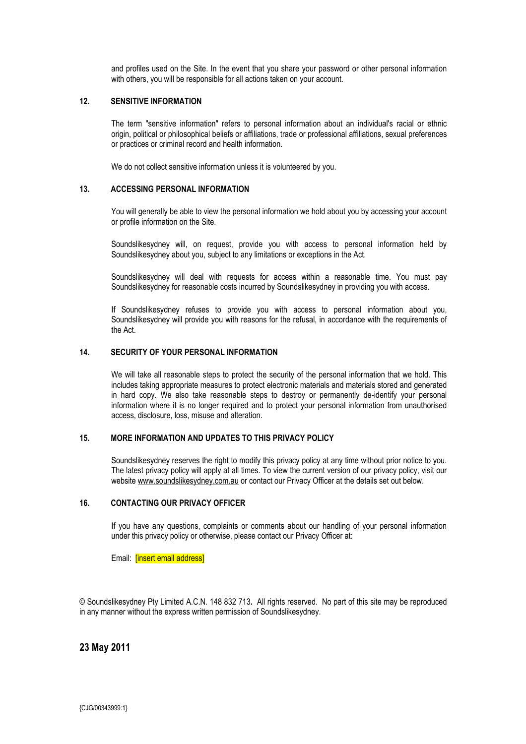and profiles used on the Site. In the event that you share your password or other personal information with others, you will be responsible for all actions taken on your account.

## 12. SENSITIVE INFORMATION

The term "sensitive information" refers to personal information about an individual's racial or ethnic origin, political or philosophical beliefs or affiliations, trade or professional affiliations, sexual preferences or practices or criminal record and health information.

We do not collect sensitive information unless it is volunteered by you.

## 13. ACCESSING PERSONAL INFORMATION

You will generally be able to view the personal information we hold about you by accessing your account or profile information on the Site.

Soundslikesydney will, on request, provide you with access to personal information held by Soundslikesydney about you, subject to any limitations or exceptions in the Act.

Soundslikesydney will deal with requests for access within a reasonable time. You must pay Soundslikesydney for reasonable costs incurred by Soundslikesydney in providing you with access.

If Soundslikesydney refuses to provide you with access to personal information about you, Soundslikesydney will provide you with reasons for the refusal, in accordance with the requirements of the Act.

## 14. SECURITY OF YOUR PERSONAL INFORMATION

We will take all reasonable steps to protect the security of the personal information that we hold. This includes taking appropriate measures to protect electronic materials and materials stored and generated in hard copy. We also take reasonable steps to destroy or permanently de-identify your personal information where it is no longer required and to protect your personal information from unauthorised access, disclosure, loss, misuse and alteration.

## 15. MORE INFORMATION AND UPDATES TO THIS PRIVACY POLICY

Soundslikesydney reserves the right to modify this privacy policy at any time without prior notice to you. The latest privacy policy will apply at all times. To view the current version of our privacy policy, visit our website www.soundslikesydney.com.au or contact our Privacy Officer at the details set out below.

## 16. CONTACTING OUR PRIVACY OFFICER

If you have any questions, complaints or comments about our handling of your personal information under this privacy policy or otherwise, please contact our Privacy Officer at:

Email: [insert email address]

© Soundslikesydney Pty Limited A.C.N. 148 832 713**.** All rights reserved. No part of this site may be reproduced in any manner without the express written permission of Soundslikesydney.

**23 May 2011**

{CJG/00343999:1}